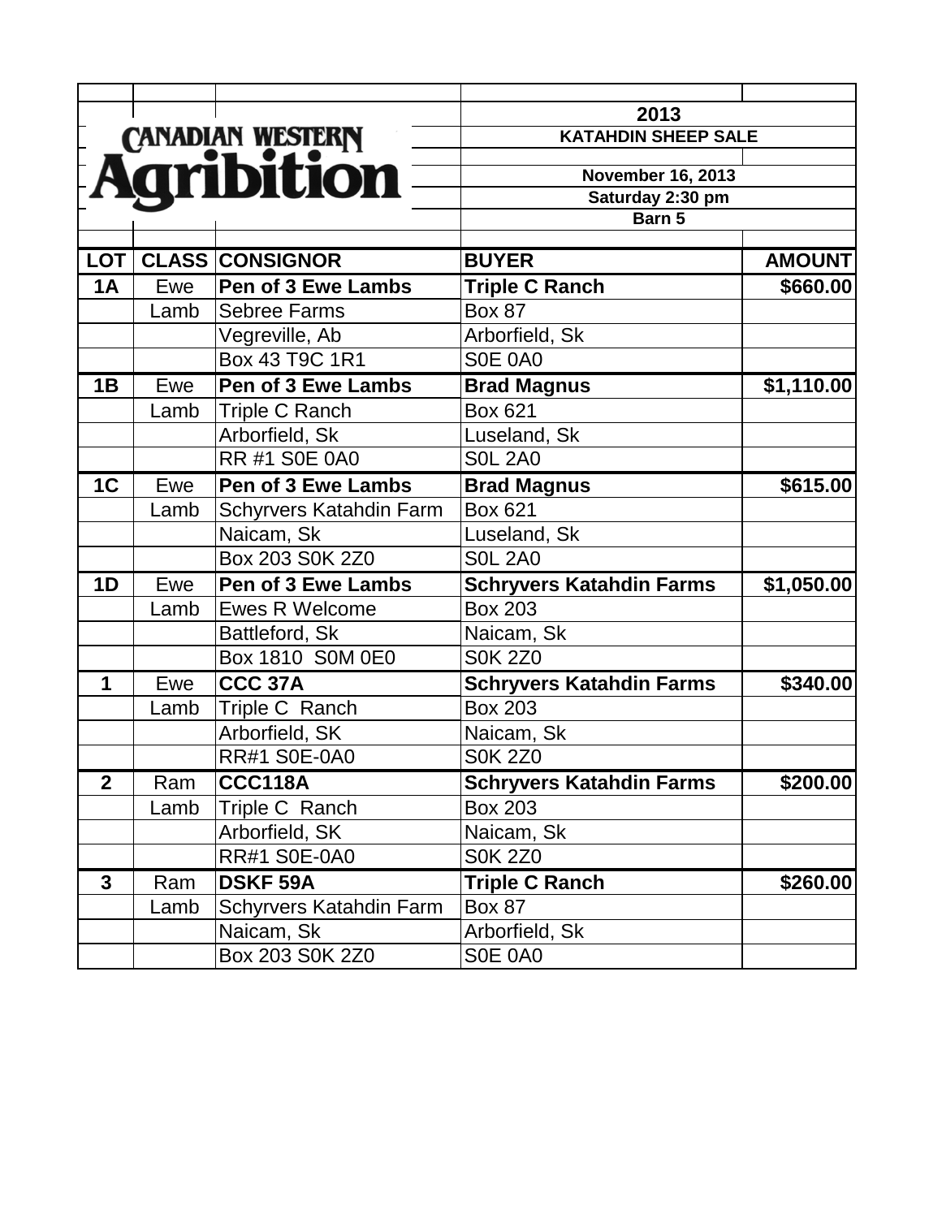# CANADIAN WESTERN Agribition

**2013**

**KATAHDIN SHEEP SALE**

**November 16, 2013**

**Saturday 2:30 pm**

**Barn 5**

| LOT | CLASS | CONSIGNOR | BUYER | AMOUNT |
|---|---|---|---|---|
| **1A** | Ewe | **Pen of 3 Ewe Lambs** | **Triple C Ranch** | **$660.00** |
| | Lamb | Sebree Farms | Box 87 | |
| | | Vegreville, Ab | Arborfield, Sk | |
| | | Box 43 T9C 1R1 | S0E 0A0 | |
| **1B** | Ewe | **Pen of 3 Ewe Lambs** | **Brad Magnus** | **$1,110.00** |
| | Lamb | Triple C Ranch | Box 621 | |
| | | Arborfield, Sk | Luseland, Sk | |
| | | RR #1 S0E 0A0 | S0L 2A0 | |
| **1C** | Ewe | **Pen of 3 Ewe Lambs** | **Brad Magnus** | **$615.00** |
| | Lamb | Schyrvers Katahdin Farm | Box 621 | |
| | | Naicam, Sk | Luseland, Sk | |
| | | Box 203 S0K 2Z0 | S0L 2A0 | |
| **1D** | Ewe | **Pen of 3 Ewe Lambs** | **Schryvers Katahdin Farms** | **$1,050.00** |
| | Lamb | Ewes R Welcome | Box 203 | |
| | | Battleford, Sk | Naicam, Sk | |
| | | Box 1810 S0M 0E0 | S0K 2Z0 | |
| **1** | Ewe | **CCC 37A** | **Schryvers Katahdin Farms** | **$340.00** |
| | Lamb | Triple C Ranch | Box 203 | |
| | | Arborfield, SK | Naicam, Sk | |
| | | RR#1 S0E-0A0 | S0K 2Z0 | |
| **2** | Ram | **CCC118A** | **Schryvers Katahdin Farms** | **$200.00** |
| | Lamb | Triple C Ranch | Box 203 | |
| | | Arborfield, SK | Naicam, Sk | |
| | | RR#1 S0E-0A0 | S0K 2Z0 | |
| **3** | Ram | **DSKF 59A** | **Triple C Ranch** | **$260.00** |
| | Lamb | Schyrvers Katahdin Farm | Box 87 | |
| | | Naicam, Sk | Arborfield, Sk | |
| | | Box 203 S0K 2Z0 | S0E 0A0 | |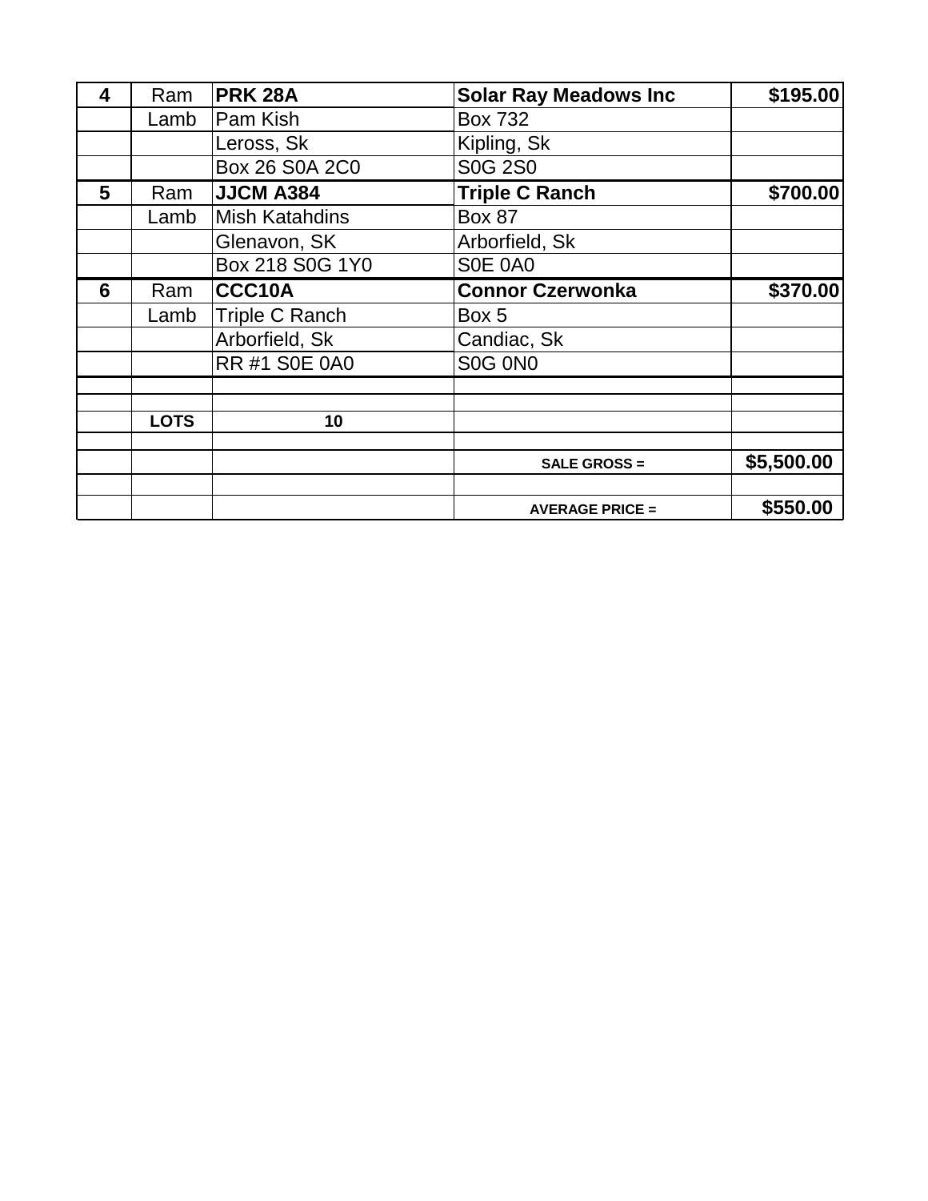| | | | | |
|---|---|---|---|---|
| **4** | Ram | **PRK 28A** | **Solar Ray Meadows Inc** | **$195.00** |
| | Lamb | Pam Kish | Box 732 | |
| | | Leross, Sk | Kipling, Sk | |
| | | Box 26 S0A 2C0 | S0G 2S0 | |
| **5** | Ram | **JJCM A384** | **Triple C Ranch** | **$700.00** |
| | Lamb | Mish Katahdins | Box 87 | |
| | | Glenavon, SK | Arborfield, Sk | |
| | | Box 218 S0G 1Y0 | S0E 0A0 | |
| **6** | Ram | **CCC10A** | **Connor Czerwonka** | **$370.00** |
| | Lamb | Triple C Ranch | Box 5 | |
| | | Arborfield, Sk | Candiac, Sk | |
| | | RR #1 S0E 0A0 | S0G 0N0 | |
| | | | | |
| | | | | |
| | **LOTS** | **10** | | |
| | | | | |
| | | | **SALE GROSS =** | **$5,500.00** |
| | | | | |
| | | | **AVERAGE PRICE =** | **$550.00** |